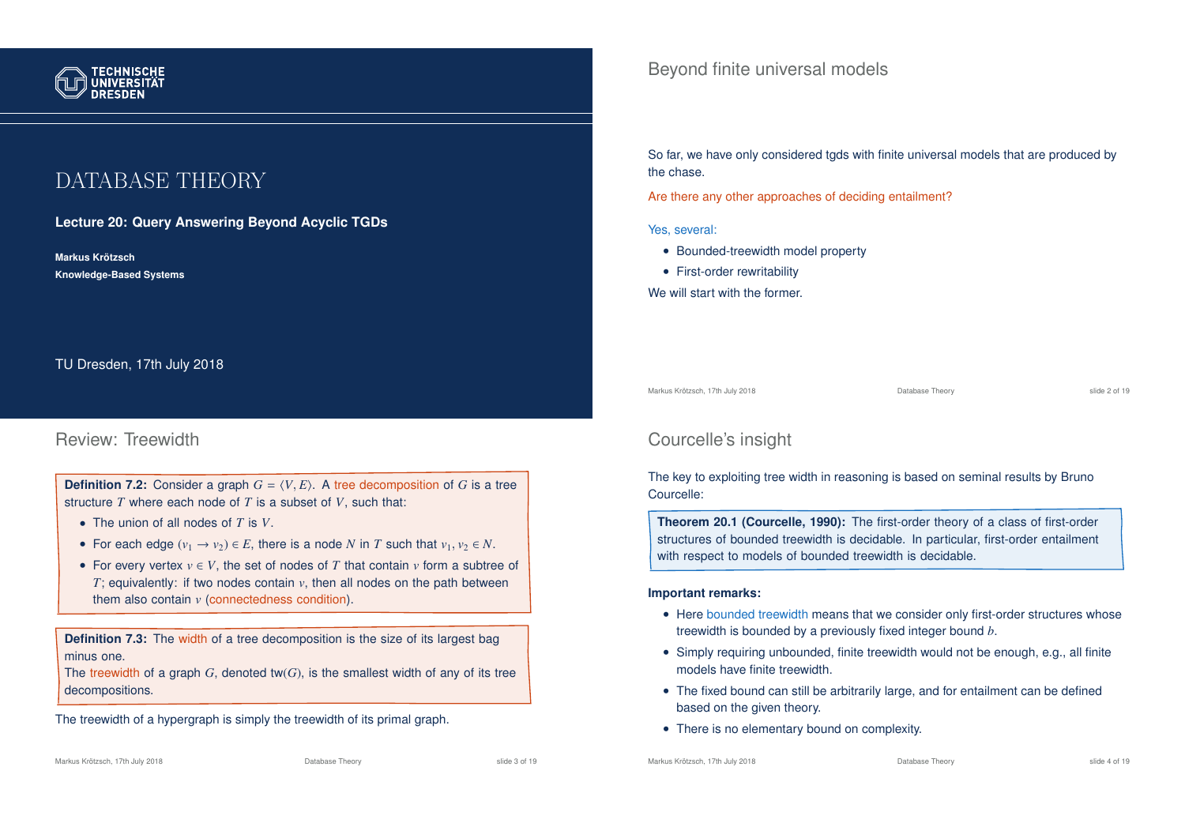# DATABASE THEORY

**Lecture 20: Query Answering Beyond Acyclic TGDs**

**Markus Krötzsch**

**Knowledge-Based Systems**

TU Dresden, 17th July 2018

## Beyond finite universal models

So far, we have only considered tgds with finite universal models that are produced by the chase.

Are there any other approaches of deciding entailment?

Yes, several:

- Bounded-treewidth model property
- First-order rewritability

We will start with the former.

## Review: Treewidth

**Definition 7.2:** Consider a graph $G = \langle V, E\rangle$. A tree decomposition of $G$ is a tree structure $T$ where each node of $T$ is a subset of $V$, such that:

- The union of all nodes of $T$ is $V$.
- For each edge $(v_1 \to v_2) \in E$, there is a node $N$ in $T$ such that $v_1, v_2 \in N$.
- For every vertex $v \in V$, the set of nodes of $T$ that contain $v$ form a subtree of $T$; equivalently: if two nodes contain $v$, then all nodes on the path between them also contain $v$ (connectedness condition).

**Definition 7.3:** The width of a tree decomposition is the size of its largest bag minus one.
The treewidth of a graph $G$, denoted $\mathrm{tw}(G)$, is the smallest width of any of its tree decompositions.

The treewidth of a hypergraph is simply the treewidth of its primal graph.

## Courcelle's insight

The key to exploiting tree width in reasoning is based on seminal results by Bruno Courcelle:

**Theorem 20.1 (Courcelle, 1990):** The first-order theory of a class of first-order structures of bounded treewidth is decidable. In particular, first-order entailment with respect to models of bounded treewidth is decidable.

**Important remarks:**

- Here bounded treewidth means that we consider only first-order structures whose treewidth is bounded by a previously fixed integer bound $b$.
- Simply requiring unbounded, finite treewidth would not be enough, e.g., all finite models have finite treewidth.
- The fixed bound can still be arbitrarily large, and for entailment can be defined based on the given theory.
- There is no elementary bound on complexity.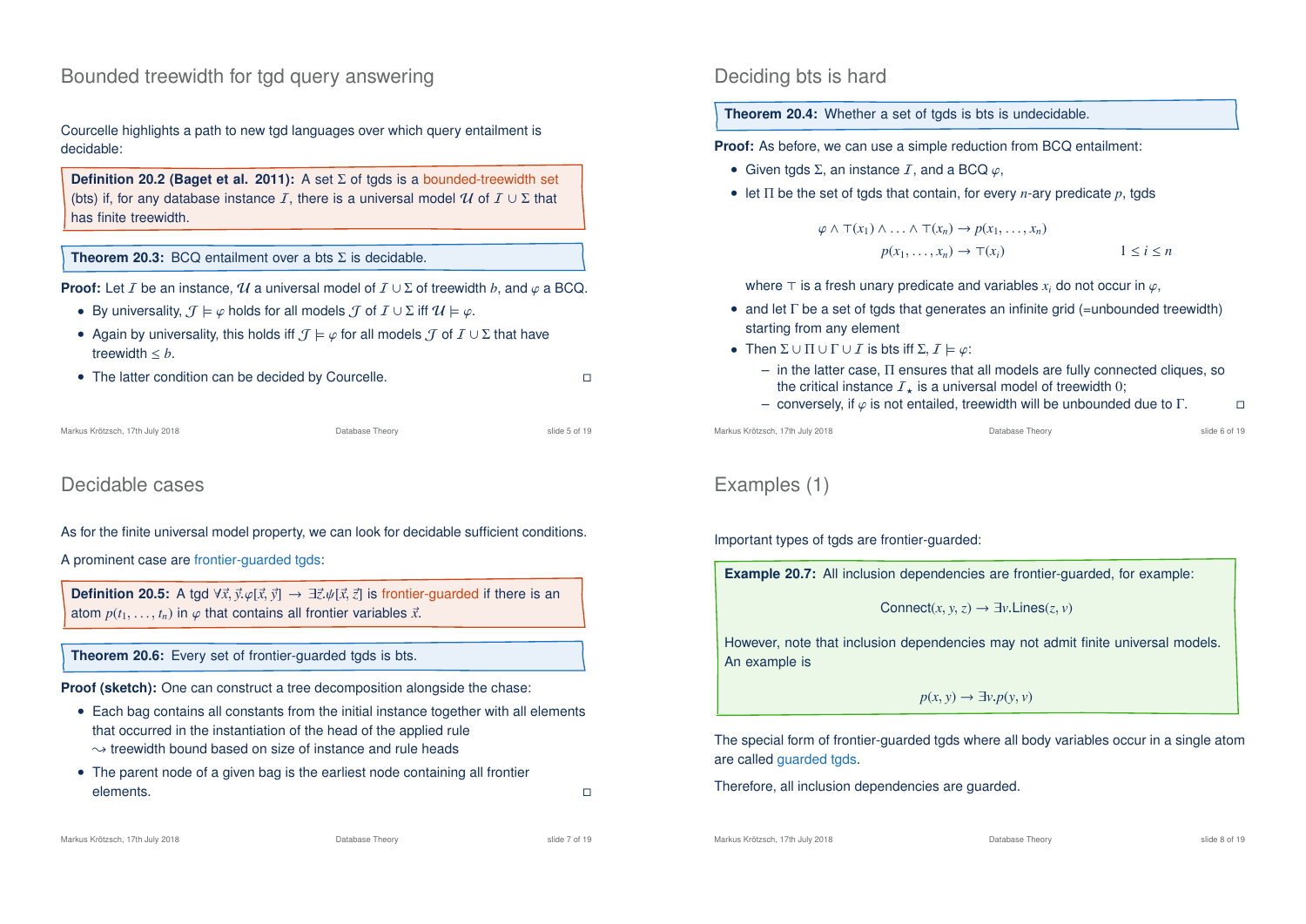## Bounded treewidth for tgd query answering

Courcelle highlights a path to new tgd languages over which query entailment is decidable:

**Definition 20.2 (Baget et al. 2011):** A set $\Sigma$ of tgds is a bounded-treewidth set (bts) if, for any database instance $\mathcal{I}$, there is a universal model $\mathcal{U}$ of $\mathcal{I} \cup \Sigma$ that has finite treewidth.

**Theorem 20.3:** BCQ entailment over a bts $\Sigma$ is decidable.

**Proof:** Let $\mathcal{I}$ be an instance, $\mathcal{U}$ a universal model of $\mathcal{I} \cup \Sigma$ of treewidth $b$, and $\varphi$ a BCQ.

- By universality, $\mathcal{J} \models \varphi$ holds for all models $\mathcal{J}$ of $\mathcal{I} \cup \Sigma$ iff $\mathcal{U} \models \varphi$.
- Again by universality, this holds iff $\mathcal{J} \models \varphi$ for all models $\mathcal{J}$ of $\mathcal{I} \cup \Sigma$ that have treewidth $\leq b$.
- The latter condition can be decided by Courcelle. □

## Deciding bts is hard

**Theorem 20.4:** Whether a set of tgds is bts is undecidable.

**Proof:** As before, we can use a simple reduction from BCQ entailment:

- Given tgds $\Sigma$, an instance $\mathcal{I}$, and a BCQ $\varphi$,
- let $\Pi$ be the set of tgds that contain, for every $n$-ary predicate $p$, tgds

$$\varphi \wedge \top(x_1) \wedge \ldots \wedge \top(x_n) \rightarrow p(x_1, \ldots, x_n)$$
$$p(x_1, \ldots, x_n) \rightarrow \top(x_i) \qquad 1 \leq i \leq n$$

  where $\top$ is a fresh unary predicate and variables $x_i$ do not occur in $\varphi$,
- and let $\Gamma$ be a set of tgds that generates an infinite grid (=unbounded treewidth) starting from any element
- Then $\Sigma \cup \Pi \cup \Gamma \cup \mathcal{I}$ is bts iff $\Sigma, \mathcal{I} \models \varphi$:
  - in the latter case, $\Pi$ ensures that all models are fully connected cliques, so the critical instance $\mathcal{I}_\star$ is a universal model of treewidth $0$;
  - conversely, if $\varphi$ is not entailed, treewidth will be unbounded due to $\Gamma$. □

## Decidable cases

As for the finite universal model property, we can look for decidable sufficient conditions.

A prominent case are frontier-guarded tgds:

**Definition 20.5:** A tgd $\forall \vec{x}, \vec{y}.\varphi[\vec{x}, \vec{y}] \rightarrow \exists \vec{z}.\psi[\vec{x}, \vec{z}]$ is frontier-guarded if there is an atom $p(t_1, \ldots, t_n)$ in $\varphi$ that contains all frontier variables $\vec{x}$.

**Theorem 20.6:** Every set of frontier-guarded tgds is bts.

**Proof (sketch):** One can construct a tree decomposition alongside the chase:

- Each bag contains all constants from the initial instance together with all elements that occurred in the instantiation of the head of the applied rule
  $\leadsto$ treewidth bound based on size of instance and rule heads
- The parent node of a given bag is the earliest node containing all frontier elements. □

## Examples (1)

Important types of tgds are frontier-guarded:

**Example 20.7:** All inclusion dependencies are frontier-guarded, for example:

$$\text{Connect}(x, y, z) \rightarrow \exists v.\text{Lines}(z, v)$$

However, note that inclusion dependencies may not admit finite universal models. An example is

$$p(x, y) \rightarrow \exists v.p(y, v)$$

The special form of frontier-guarded tgds where all body variables occur in a single atom are called guarded tgds.

Therefore, all inclusion dependencies are guarded.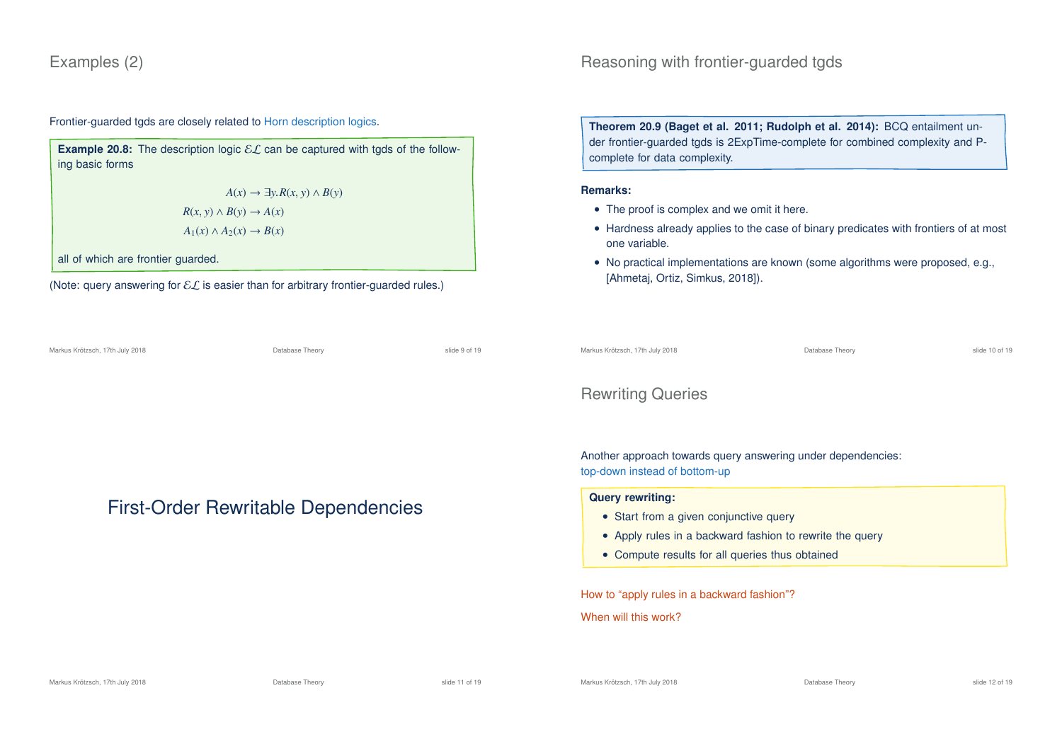## Examples (2)

Frontier-guarded tgds are closely related to Horn description logics.

**Example 20.8:** The description logic $\mathcal{EL}$ can be captured with tgds of the following basic forms

$$A(x) \rightarrow \exists y.R(x, y) \wedge B(y)$$
$$R(x, y) \wedge B(y) \rightarrow A(x)$$
$$A_1(x) \wedge A_2(x) \rightarrow B(x)$$

all of which are frontier guarded.

(Note: query answering for $\mathcal{EL}$ is easier than for arbitrary frontier-guarded rules.)

## Reasoning with frontier-guarded tgds

**Theorem 20.9 (Baget et al. 2011; Rudolph et al. 2014):** BCQ entailment under frontier-guarded tgds is 2ExpTime-complete for combined complexity and P-complete for data complexity.

**Remarks:**

- The proof is complex and we omit it here.
- Hardness already applies to the case of binary predicates with frontiers of at most one variable.
- No practical implementations are known (some algorithms were proposed, e.g., [Ahmetaj, Ortiz, Simkus, 2018]).

# First-Order Rewritable Dependencies

## Rewriting Queries

Another approach towards query answering under dependencies:
top-down instead of bottom-up

**Query rewriting:**

- Start from a given conjunctive query
- Apply rules in a backward fashion to rewrite the query
- Compute results for all queries thus obtained

How to "apply rules in a backward fashion"?

When will this work?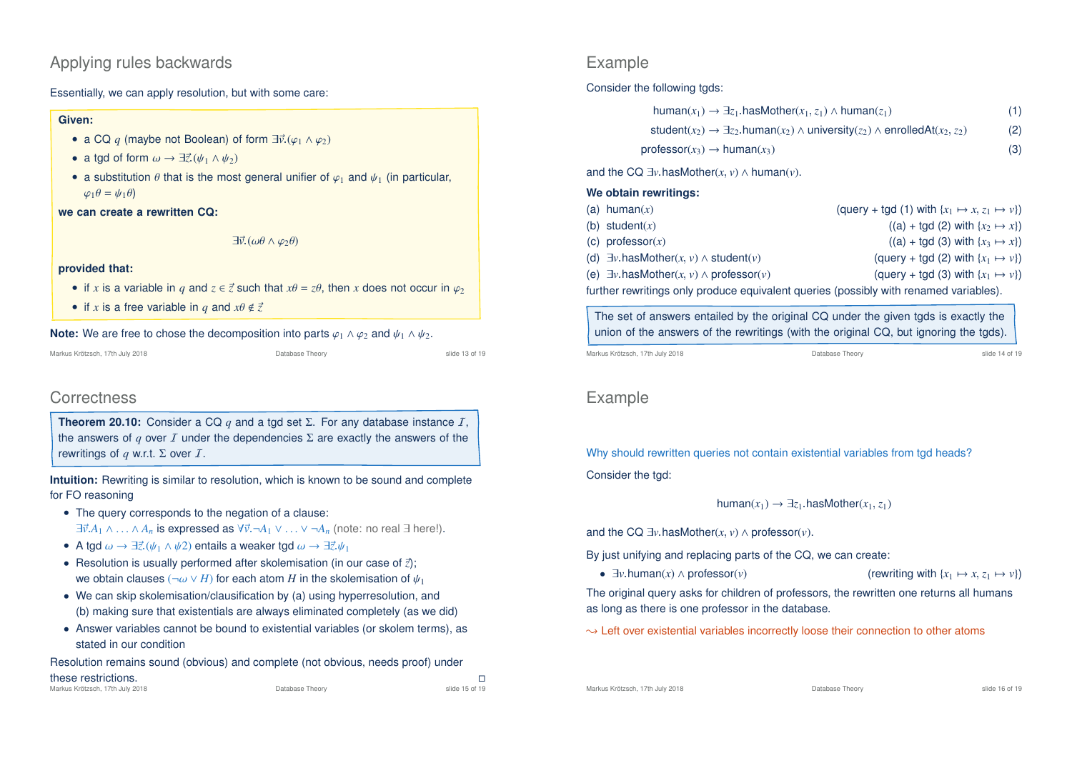## Applying rules backwards

Essentially, we can apply resolution, but with some care:

**Given:**

- a CQ $q$ (maybe not Boolean) of form $\exists\vec{v}.(\varphi_1 \wedge \varphi_2)$
- a tgd of form $\omega \to \exists\vec{z}.(\psi_1 \wedge \psi_2)$
- a substitution $\theta$ that is the most general unifier of $\varphi_1$ and $\psi_1$ (in particular, $\varphi_1\theta = \psi_1\theta$)

**we can create a rewritten CQ:**

$$\exists\vec{v}.(\omega\theta \wedge \varphi_2\theta)$$

**provided that:**

- if $x$ is a variable in $q$ and $z \in \vec{z}$ such that $x\theta = z\theta$, then $x$ does not occur in $\varphi_2$
- if $x$ is a free variable in $q$ and $x\theta \notin \vec{z}$

**Note:** We are free to chose the decomposition into parts $\varphi_1 \wedge \varphi_2$ and $\psi_1 \wedge \psi_2$.

## Example

Consider the following tgds:

$$\text{human}(x_1) \to \exists z_1.\text{hasMother}(x_1, z_1) \wedge \text{human}(z_1) \quad (1)$$

$$\text{student}(x_2) \to \exists z_2.\text{human}(x_2) \wedge \text{university}(z_2) \wedge \text{enrolledAt}(x_2, z_2) \quad (2)$$

$$\text{professor}(x_3) \to \text{human}(x_3) \quad (3)$$

and the CQ $\exists v.\text{hasMother}(x, v) \wedge \text{human}(v)$.

**We obtain rewritings:**

(a) $\text{human}(x)$ (query + tgd (1) with $\{x_1 \mapsto x, z_1 \mapsto v\}$)
(b) $\text{student}(x)$ ((a) + tgd (2) with $\{x_2 \mapsto x\}$)
(c) $\text{professor}(x)$ ((a) + tgd (3) with $\{x_3 \mapsto x\}$)
(d) $\exists v.\text{hasMother}(x, v) \wedge \text{student}(v)$ (query + tgd (2) with $\{x_1 \mapsto v\}$)
(e) $\exists v.\text{hasMother}(x, v) \wedge \text{professor}(v)$ (query + tgd (3) with $\{x_1 \mapsto v\}$)

further rewritings only produce equivalent queries (possibly with renamed variables).

The set of answers entailed by the original CQ under the given tgds is exactly the union of the answers of the rewritings (with the original CQ, but ignoring the tgds).

## Correctness

**Theorem 20.10:** Consider a CQ $q$ and a tgd set $\Sigma$. For any database instance $\mathcal{I}$, the answers of $q$ over $\mathcal{I}$ under the dependencies $\Sigma$ are exactly the answers of the rewritings of $q$ w.r.t. $\Sigma$ over $\mathcal{I}$.

**Intuition:** Rewriting is similar to resolution, which is known to be sound and complete for FO reasoning

- The query corresponds to the negation of a clause: $\exists\vec{v}.A_1 \wedge \ldots \wedge A_n$ is expressed as $\forall\vec{v}.\neg A_1 \vee \ldots \vee \neg A_n$ (note: no real $\exists$ here!).
- A tgd $\omega \to \exists\vec{z}.(\psi_1 \wedge \psi 2)$ entails a weaker tgd $\omega \to \exists\vec{z}.\psi_1$
- Resolution is usually performed after skolemisation (in our case of $\vec{z}$); we obtain clauses $(\neg\omega \vee H)$ for each atom $H$ in the skolemisation of $\psi_1$
- We can skip skolemisation/clausification by (a) using hyperresolution, and (b) making sure that existentials are always eliminated completely (as we did)
- Answer variables cannot be bound to existential variables (or skolem terms), as stated in our condition

Resolution remains sound (obvious) and complete (not obvious, needs proof) under these restrictions. □

## Example

Why should rewritten queries not contain existential variables from tgd heads?

Consider the tgd:

$$\text{human}(x_1) \to \exists z_1.\text{hasMother}(x_1, z_1)$$

and the CQ $\exists v.\text{hasMother}(x, v) \wedge \text{professor}(v)$.

By just unifying and replacing parts of the CQ, we can create:

- $\exists v.\text{human}(x) \wedge \text{professor}(v)$ (rewriting with $\{x_1 \mapsto x, z_1 \mapsto v\}$)

The original query asks for children of professors, the rewritten one returns all humans as long as there is one professor in the database.

⇝ Left over existential variables incorrectly loose their connection to other atoms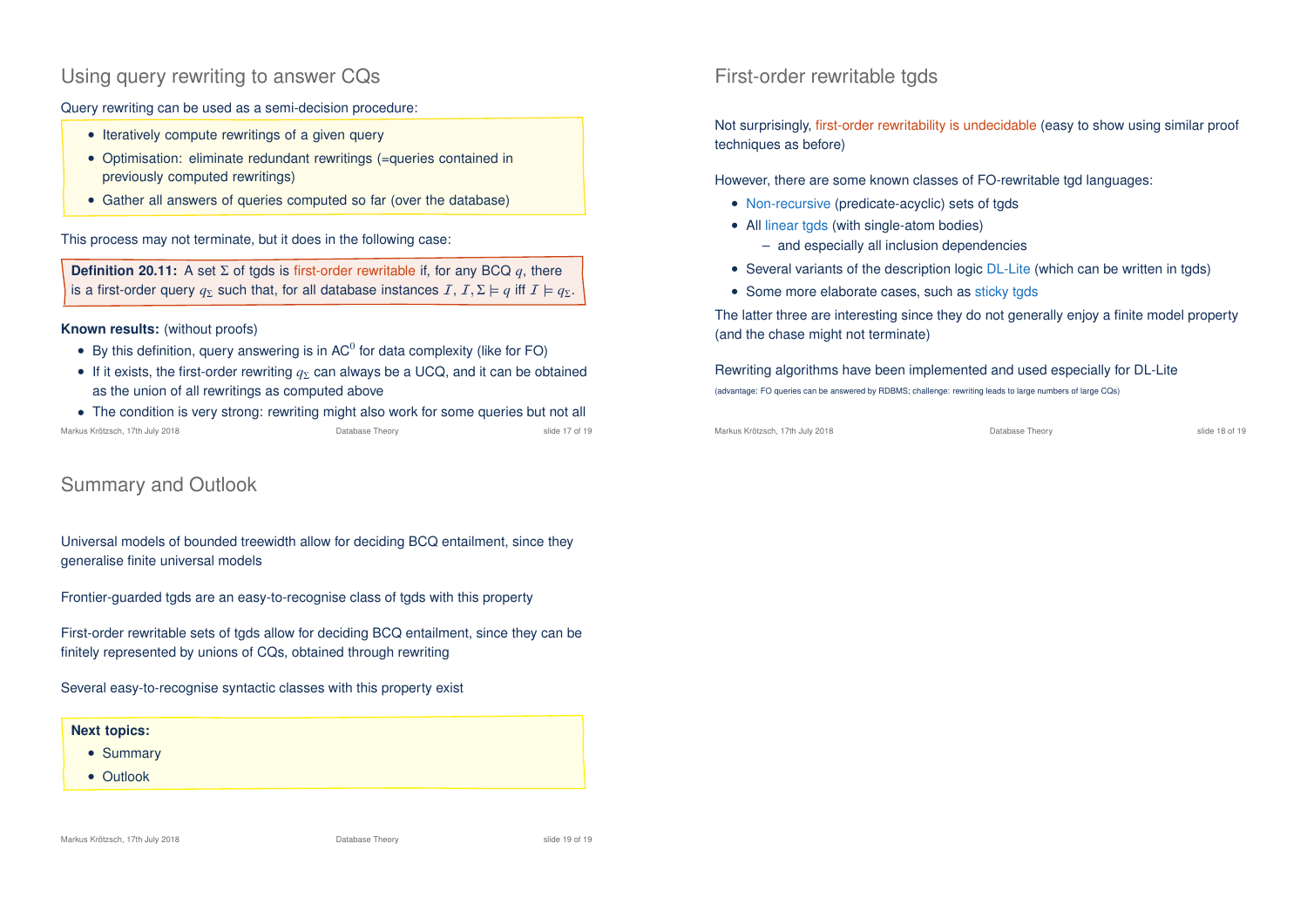## Using query rewriting to answer CQs

Query rewriting can be used as a semi-decision procedure:

- Iteratively compute rewritings of a given query
- Optimisation: eliminate redundant rewritings (=queries contained in previously computed rewritings)
- Gather all answers of queries computed so far (over the database)

This process may not terminate, but it does in the following case:

**Definition 20.11:** A set $\Sigma$ of tgds is first-order rewritable if, for any BCQ $q$, there is a first-order query $q_\Sigma$ such that, for all database instances $\mathcal{I}$, $\mathcal{I}, \Sigma \models q$ iff $\mathcal{I} \models q_\Sigma$.

**Known results:** (without proofs)

- By this definition, query answering is in $AC^0$ for data complexity (like for FO)
- If it exists, the first-order rewriting $q_\Sigma$ can always be a UCQ, and it can be obtained as the union of all rewritings as computed above
- The condition is very strong: rewriting might also work for some queries but not all

## First-order rewritable tgds

Not surprisingly, first-order rewritability is undecidable (easy to show using similar proof techniques as before)

However, there are some known classes of FO-rewritable tgd languages:

- Non-recursive (predicate-acyclic) sets of tgds
- All linear tgds (with single-atom bodies)
  - and especially all inclusion dependencies
- Several variants of the description logic DL-Lite (which can be written in tgds)
- Some more elaborate cases, such as sticky tgds

The latter three are interesting since they do not generally enjoy a finite model property (and the chase might not terminate)

Rewriting algorithms have been implemented and used especially for DL-Lite

(advantage: FO queries can be answered by RDBMS; challenge: rewriting leads to large numbers of large CQs)

## Summary and Outlook

Universal models of bounded treewidth allow for deciding BCQ entailment, since they generalise finite universal models

Frontier-guarded tgds are an easy-to-recognise class of tgds with this property

First-order rewritable sets of tgds allow for deciding BCQ entailment, since they can be finitely represented by unions of CQs, obtained through rewriting

Several easy-to-recognise syntactic classes with this property exist

**Next topics:**

- Summary
- Outlook